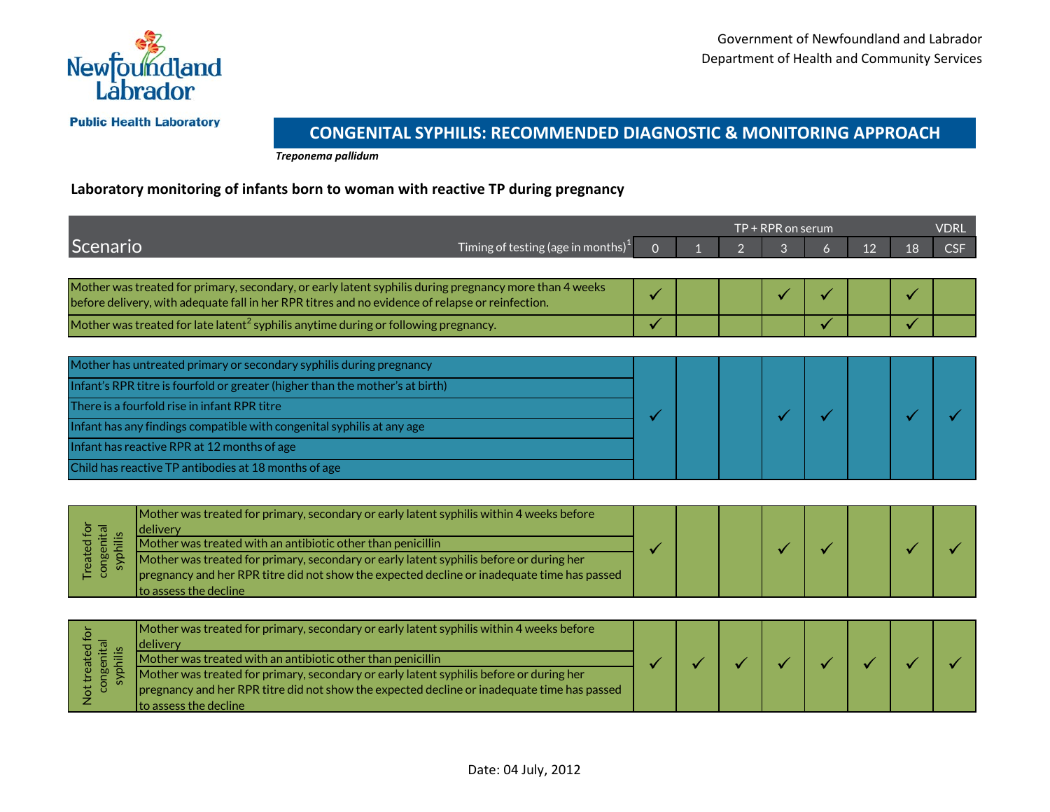Government of Newfoundland and Labrador
Department of Health and Community Services

**Public Health Laboratory**

## CONGENITAL SYPHILIS: RECOMMENDED DIAGNOSTIC & MONITORING APPROACH

***Treponema pallidum***

### Laboratory monitoring of infants born to woman with reactive TP during pregnancy

| Scenario | | TP + RPR on serum | | | | | | | VDRL |
|---|---|---|---|---|---|---|---|---|---|
| | Timing of testing (age in months)[1] | 0 | 1 | 2 | 3 | 6 | 12 | 18 | CSF |
| | Mother was treated for primary, secondary, or early latent syphilis during pregnancy more than 4 weeks before delivery, with adequate fall in her RPR titres and no evidence of relapse or reinfection. | ✓ | | | ✓ | ✓ | | ✓ | |
| | Mother was treated for late latent[2] syphilis anytime during or following pregnancy. | ✓ | | | | ✓ | | ✓ | |
| | Mother has untreated primary or secondary syphilis during pregnancy<br>Infant's RPR titre is fourfold or greater (higher than the mother's at birth)<br>There is a fourfold rise in infant RPR titre<br>Infant has any findings compatible with congenital syphilis at any age<br>Infant has reactive RPR at 12 months of age<br>Child has reactive TP antibodies at 18 months of age | ✓ | | | ✓ | ✓ | | ✓ | ✓ |
| Treated for congenital syphilis | Mother was treated for primary, secondary or early latent syphilis within 4 weeks before delivery<br>Mother was treated with an antibiotic other than penicillin<br>Mother was treated for primary, secondary or early latent syphilis before or during her pregnancy and her RPR titre did not show the expected decline or inadequate time has passed to assess the decline | ✓ | | | ✓ | ✓ | | ✓ | ✓ |
| Not treated for congenital syphilis | Mother was treated for primary, secondary or early latent syphilis within 4 weeks before delivery<br>Mother was treated with an antibiotic other than penicillin<br>Mother was treated for primary, secondary or early latent syphilis before or during her pregnancy and her RPR titre did not show the expected decline or inadequate time has passed to assess the decline | ✓ | ✓ | ✓ | ✓ | ✓ | ✓ | ✓ | ✓ |

Date: 04 July, 2012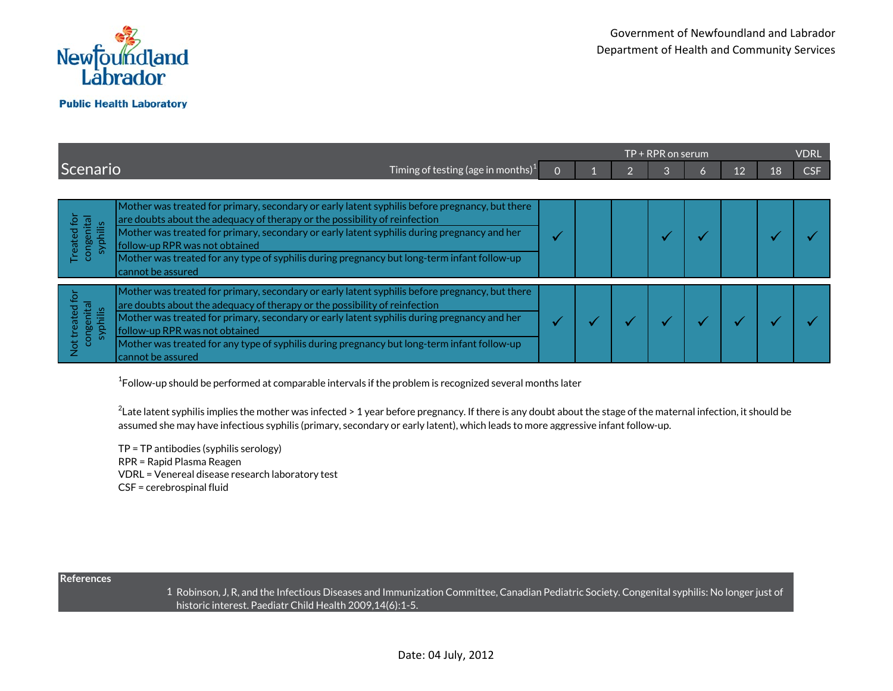Government of Newfoundland and Labrador
Department of Health and Community Services

Newfoundland Labrador
**Public Health Laboratory**

| Scenario | | Timing of testing (age in months)[1] | 0 | 1 | 2 | 3 | 6 | 12 | 18 | CSF |
|---|---|---|---|---|---|---|---|---|---|---|
| | | | TP + RPR on serum | | | | | | | VDRL |
| Treated for congenital syphilis | Mother was treated for primary, secondary or early latent syphilis before pregnancy, but there are doubts about the adequacy of therapy or the possibility of reinfection<br>Mother was treated for primary, secondary or early latent syphilis during pregnancy and her follow-up RPR was not obtained<br>Mother was treated for any type of syphilis during pregnancy but long-term infant follow-up cannot be assured | | ✓ | | | ✓ | ✓ | | ✓ | ✓ |
| Not treated for congenital syphilis | Mother was treated for primary, secondary or early latent syphilis before pregnancy, but there are doubts about the adequacy of therapy or the possibility of reinfection<br>Mother was treated for primary, secondary or early latent syphilis during pregnancy and her follow-up RPR was not obtained<br>Mother was treated for any type of syphilis during pregnancy but long-term infant follow-up cannot be assured | | ✓ | ✓ | ✓ | ✓ | ✓ | ✓ | ✓ | ✓ |

[1]Follow-up should be performed at comparable intervals if the problem is recognized several months later

[2]Late latent syphilis implies the mother was infected > 1 year before pregnancy. If there is any doubt about the stage of the maternal infection, it should be assumed she may have infectious syphilis (primary, secondary or early latent), which leads to more aggressive infant follow-up.

TP = TP antibodies (syphilis serology)
RPR = Rapid Plasma Reagen
VDRL = Venereal disease research laboratory test
CSF = cerebrospinal fluid

**References**

1 Robinson, J, R, and the Infectious Diseases and Immunization Committee, Canadian Pediatric Society. Congenital syphilis: No longer just of historic interest. Paediatr Child Health 2009,14(6):1-5.

Date: 04 July, 2012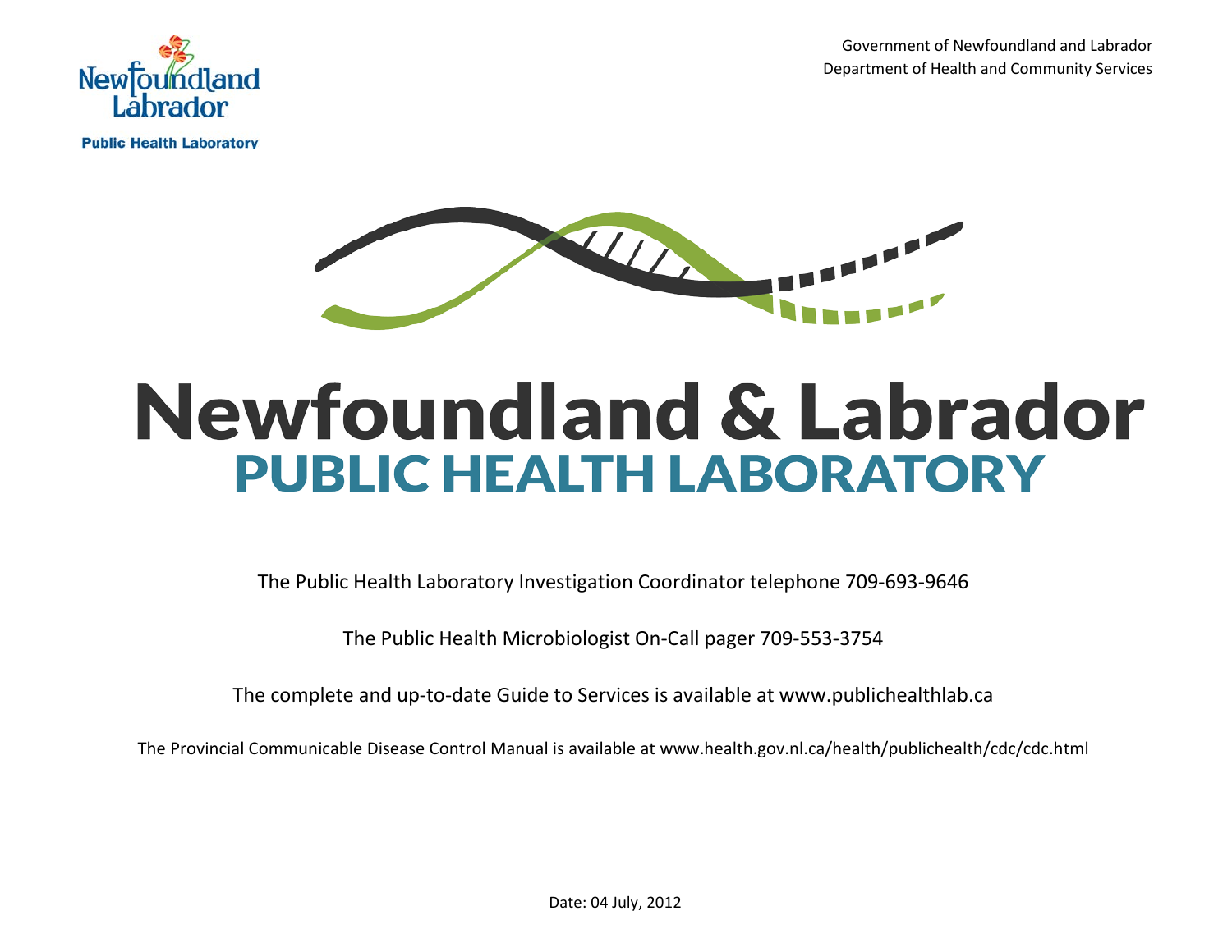Government of Newfoundland and Labrador
Department of Health and Community Services

Newfoundland Labrador

**Public Health Laboratory**

# Newfoundland & Labrador
## PUBLIC HEALTH LABORATORY

The Public Health Laboratory Investigation Coordinator telephone 709-693-9646

The Public Health Microbiologist On-Call pager 709-553-3754

The complete and up-to-date Guide to Services is available at www.publichealthlab.ca

The Provincial Communicable Disease Control Manual is available at www.health.gov.nl.ca/health/publichealth/cdc/cdc.html

Date: 04 July, 2012